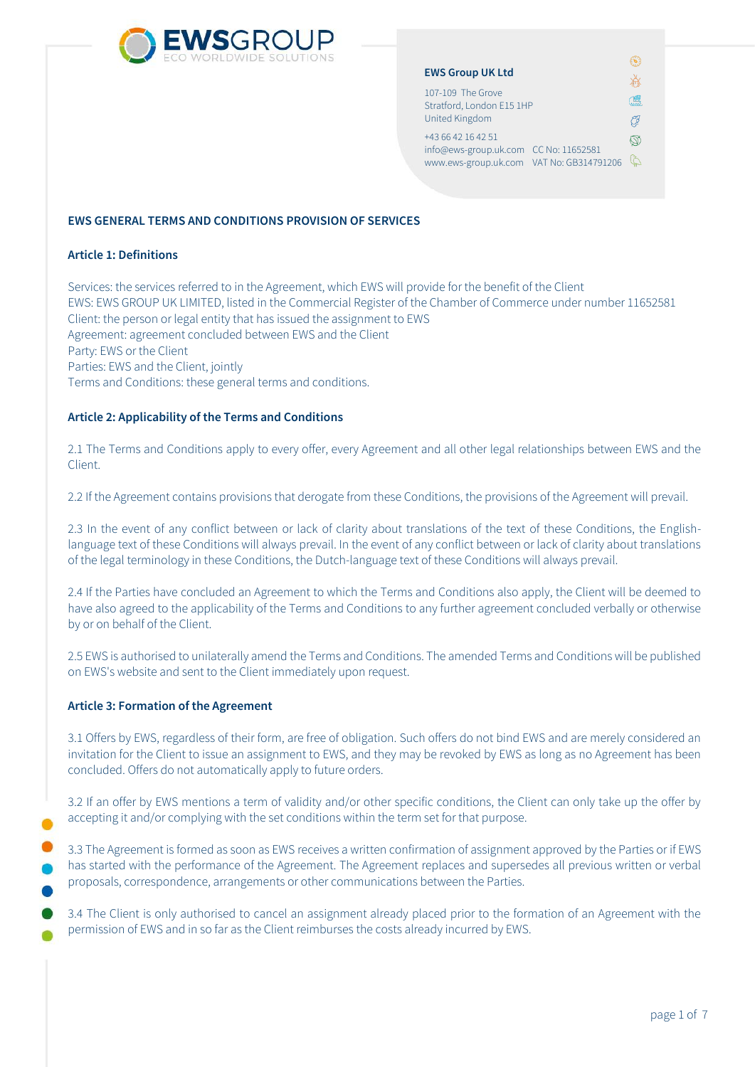EWSGROUP
ECO WORLDWIDE SOLUTIONS

**EWS Group UK Ltd**

107-109 The Grove
Stratford, London E15 1HP
United Kingdom

+43 66 42 16 42 51
info@ews-group.uk.com CC No: 11652581
www.ews-group.uk.com VAT No: GB314791206

## EWS GENERAL TERMS AND CONDITIONS PROVISION OF SERVICES

### Article 1: Definitions

Services: the services referred to in the Agreement, which EWS will provide for the benefit of the Client
EWS: EWS GROUP UK LIMITED, listed in the Commercial Register of the Chamber of Commerce under number 11652581
Client: the person or legal entity that has issued the assignment to EWS
Agreement: agreement concluded between EWS and the Client
Party: EWS or the Client
Parties: EWS and the Client, jointly
Terms and Conditions: these general terms and conditions.

### Article 2: Applicability of the Terms and Conditions

2.1 The Terms and Conditions apply to every offer, every Agreement and all other legal relationships between EWS and the Client.

2.2 If the Agreement contains provisions that derogate from these Conditions, the provisions of the Agreement will prevail.

2.3 In the event of any conflict between or lack of clarity about translations of the text of these Conditions, the English-language text of these Conditions will always prevail. In the event of any conflict between or lack of clarity about translations of the legal terminology in these Conditions, the Dutch-language text of these Conditions will always prevail.

2.4 If the Parties have concluded an Agreement to which the Terms and Conditions also apply, the Client will be deemed to have also agreed to the applicability of the Terms and Conditions to any further agreement concluded verbally or otherwise by or on behalf of the Client.

2.5 EWS is authorised to unilaterally amend the Terms and Conditions. The amended Terms and Conditions will be published on EWS's website and sent to the Client immediately upon request.

### Article 3: Formation of the Agreement

3.1 Offers by EWS, regardless of their form, are free of obligation. Such offers do not bind EWS and are merely considered an invitation for the Client to issue an assignment to EWS, and they may be revoked by EWS as long as no Agreement has been concluded. Offers do not automatically apply to future orders.

3.2 If an offer by EWS mentions a term of validity and/or other specific conditions, the Client can only take up the offer by accepting it and/or complying with the set conditions within the term set for that purpose.

3.3 The Agreement is formed as soon as EWS receives a written confirmation of assignment approved by the Parties or if EWS has started with the performance of the Agreement. The Agreement replaces and supersedes all previous written or verbal proposals, correspondence, arrangements or other communications between the Parties.

3.4 The Client is only authorised to cancel an assignment already placed prior to the formation of an Agreement with the permission of EWS and in so far as the Client reimburses the costs already incurred by EWS.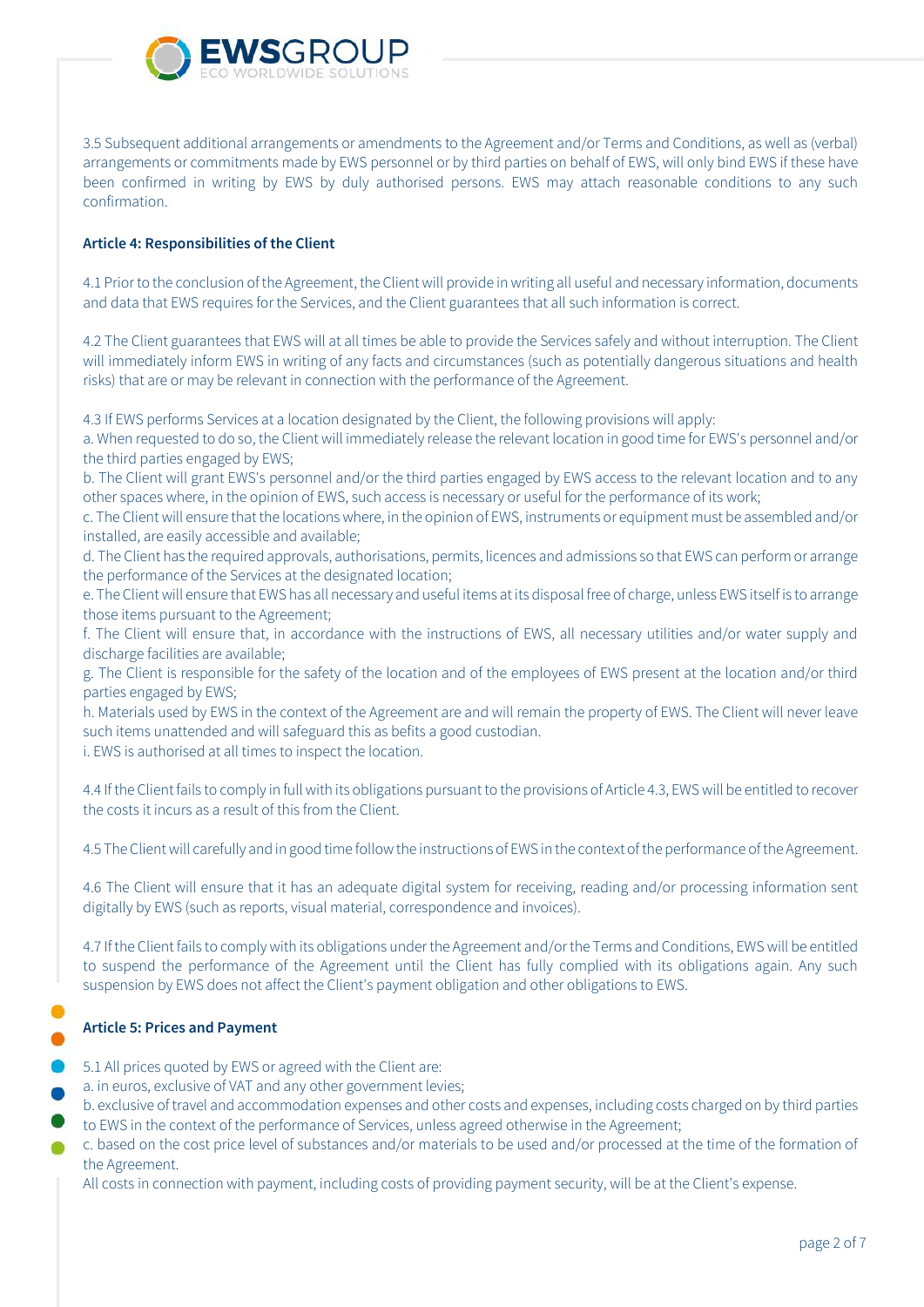3.5 Subsequent additional arrangements or amendments to the Agreement and/or Terms and Conditions, as well as (verbal) arrangements or commitments made by EWS personnel or by third parties on behalf of EWS, will only bind EWS if these have been confirmed in writing by EWS by duly authorised persons. EWS may attach reasonable conditions to any such confirmation.

**Article 4: Responsibilities of the Client**

4.1 Prior to the conclusion of the Agreement, the Client will provide in writing all useful and necessary information, documents and data that EWS requires for the Services, and the Client guarantees that all such information is correct.

4.2 The Client guarantees that EWS will at all times be able to provide the Services safely and without interruption. The Client will immediately inform EWS in writing of any facts and circumstances (such as potentially dangerous situations and health risks) that are or may be relevant in connection with the performance of the Agreement.

4.3 If EWS performs Services at a location designated by the Client, the following provisions will apply:
a. When requested to do so, the Client will immediately release the relevant location in good time for EWS's personnel and/or the third parties engaged by EWS;
b. The Client will grant EWS's personnel and/or the third parties engaged by EWS access to the relevant location and to any other spaces where, in the opinion of EWS, such access is necessary or useful for the performance of its work;
c. The Client will ensure that the locations where, in the opinion of EWS, instruments or equipment must be assembled and/or installed, are easily accessible and available;
d. The Client has the required approvals, authorisations, permits, licences and admissions so that EWS can perform or arrange the performance of the Services at the designated location;
e. The Client will ensure that EWS has all necessary and useful items at its disposal free of charge, unless EWS itself is to arrange those items pursuant to the Agreement;
f. The Client will ensure that, in accordance with the instructions of EWS, all necessary utilities and/or water supply and discharge facilities are available;
g. The Client is responsible for the safety of the location and of the employees of EWS present at the location and/or third parties engaged by EWS;
h. Materials used by EWS in the context of the Agreement are and will remain the property of EWS. The Client will never leave such items unattended and will safeguard this as befits a good custodian.
i. EWS is authorised at all times to inspect the location.

4.4 If the Client fails to comply in full with its obligations pursuant to the provisions of Article 4.3, EWS will be entitled to recover the costs it incurs as a result of this from the Client.

4.5 The Client will carefully and in good time follow the instructions of EWS in the context of the performance of the Agreement.

4.6 The Client will ensure that it has an adequate digital system for receiving, reading and/or processing information sent digitally by EWS (such as reports, visual material, correspondence and invoices).

4.7 If the Client fails to comply with its obligations under the Agreement and/or the Terms and Conditions, EWS will be entitled to suspend the performance of the Agreement until the Client has fully complied with its obligations again. Any such suspension by EWS does not affect the Client's payment obligation and other obligations to EWS.

**Article 5: Prices and Payment**

5.1 All prices quoted by EWS or agreed with the Client are:
a. in euros, exclusive of VAT and any other government levies;
b. exclusive of travel and accommodation expenses and other costs and expenses, including costs charged on by third parties to EWS in the context of the performance of Services, unless agreed otherwise in the Agreement;
c. based on the cost price level of substances and/or materials to be used and/or processed at the time of the formation of the Agreement.
All costs in connection with payment, including costs of providing payment security, will be at the Client's expense.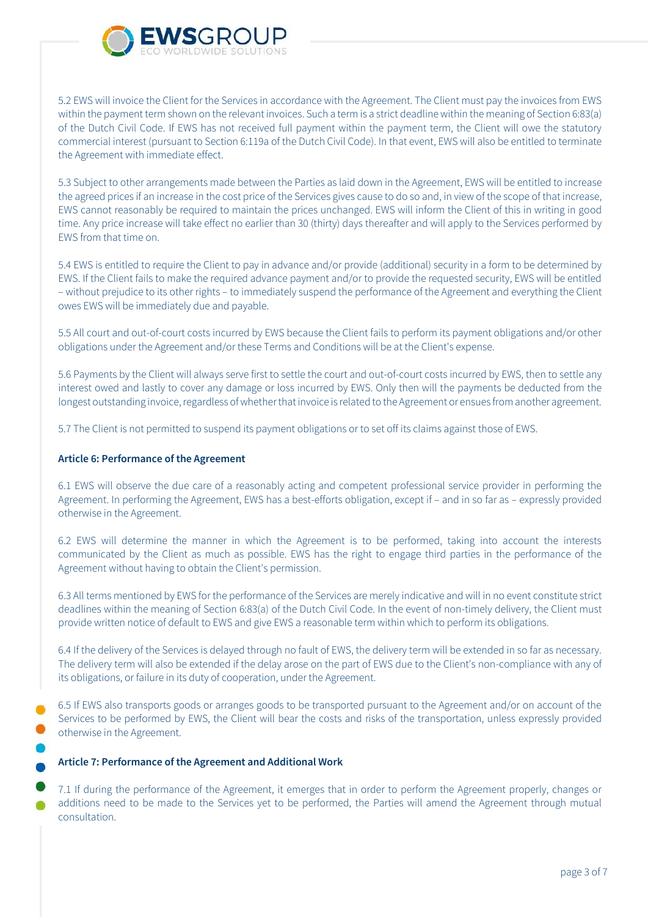5.2 EWS will invoice the Client for the Services in accordance with the Agreement. The Client must pay the invoices from EWS within the payment term shown on the relevant invoices. Such a term is a strict deadline within the meaning of Section 6:83(a) of the Dutch Civil Code. If EWS has not received full payment within the payment term, the Client will owe the statutory commercial interest (pursuant to Section 6:119a of the Dutch Civil Code). In that event, EWS will also be entitled to terminate the Agreement with immediate effect.

5.3 Subject to other arrangements made between the Parties as laid down in the Agreement, EWS will be entitled to increase the agreed prices if an increase in the cost price of the Services gives cause to do so and, in view of the scope of that increase, EWS cannot reasonably be required to maintain the prices unchanged. EWS will inform the Client of this in writing in good time. Any price increase will take effect no earlier than 30 (thirty) days thereafter and will apply to the Services performed by EWS from that time on.

5.4 EWS is entitled to require the Client to pay in advance and/or provide (additional) security in a form to be determined by EWS. If the Client fails to make the required advance payment and/or to provide the requested security, EWS will be entitled – without prejudice to its other rights – to immediately suspend the performance of the Agreement and everything the Client owes EWS will be immediately due and payable.

5.5 All court and out-of-court costs incurred by EWS because the Client fails to perform its payment obligations and/or other obligations under the Agreement and/or these Terms and Conditions will be at the Client's expense.

5.6 Payments by the Client will always serve first to settle the court and out-of-court costs incurred by EWS, then to settle any interest owed and lastly to cover any damage or loss incurred by EWS. Only then will the payments be deducted from the longest outstanding invoice, regardless of whether that invoice is related to the Agreement or ensues from another agreement.

5.7 The Client is not permitted to suspend its payment obligations or to set off its claims against those of EWS.

**Article 6: Performance of the Agreement**

6.1 EWS will observe the due care of a reasonably acting and competent professional service provider in performing the Agreement. In performing the Agreement, EWS has a best-efforts obligation, except if – and in so far as – expressly provided otherwise in the Agreement.

6.2 EWS will determine the manner in which the Agreement is to be performed, taking into account the interests communicated by the Client as much as possible. EWS has the right to engage third parties in the performance of the Agreement without having to obtain the Client's permission.

6.3 All terms mentioned by EWS for the performance of the Services are merely indicative and will in no event constitute strict deadlines within the meaning of Section 6:83(a) of the Dutch Civil Code. In the event of non-timely delivery, the Client must provide written notice of default to EWS and give EWS a reasonable term within which to perform its obligations.

6.4 If the delivery of the Services is delayed through no fault of EWS, the delivery term will be extended in so far as necessary. The delivery term will also be extended if the delay arose on the part of EWS due to the Client's non-compliance with any of its obligations, or failure in its duty of cooperation, under the Agreement.

6.5 If EWS also transports goods or arranges goods to be transported pursuant to the Agreement and/or on account of the Services to be performed by EWS, the Client will bear the costs and risks of the transportation, unless expressly provided otherwise in the Agreement.

**Article 7: Performance of the Agreement and Additional Work**

7.1 If during the performance of the Agreement, it emerges that in order to perform the Agreement properly, changes or additions need to be made to the Services yet to be performed, the Parties will amend the Agreement through mutual consultation.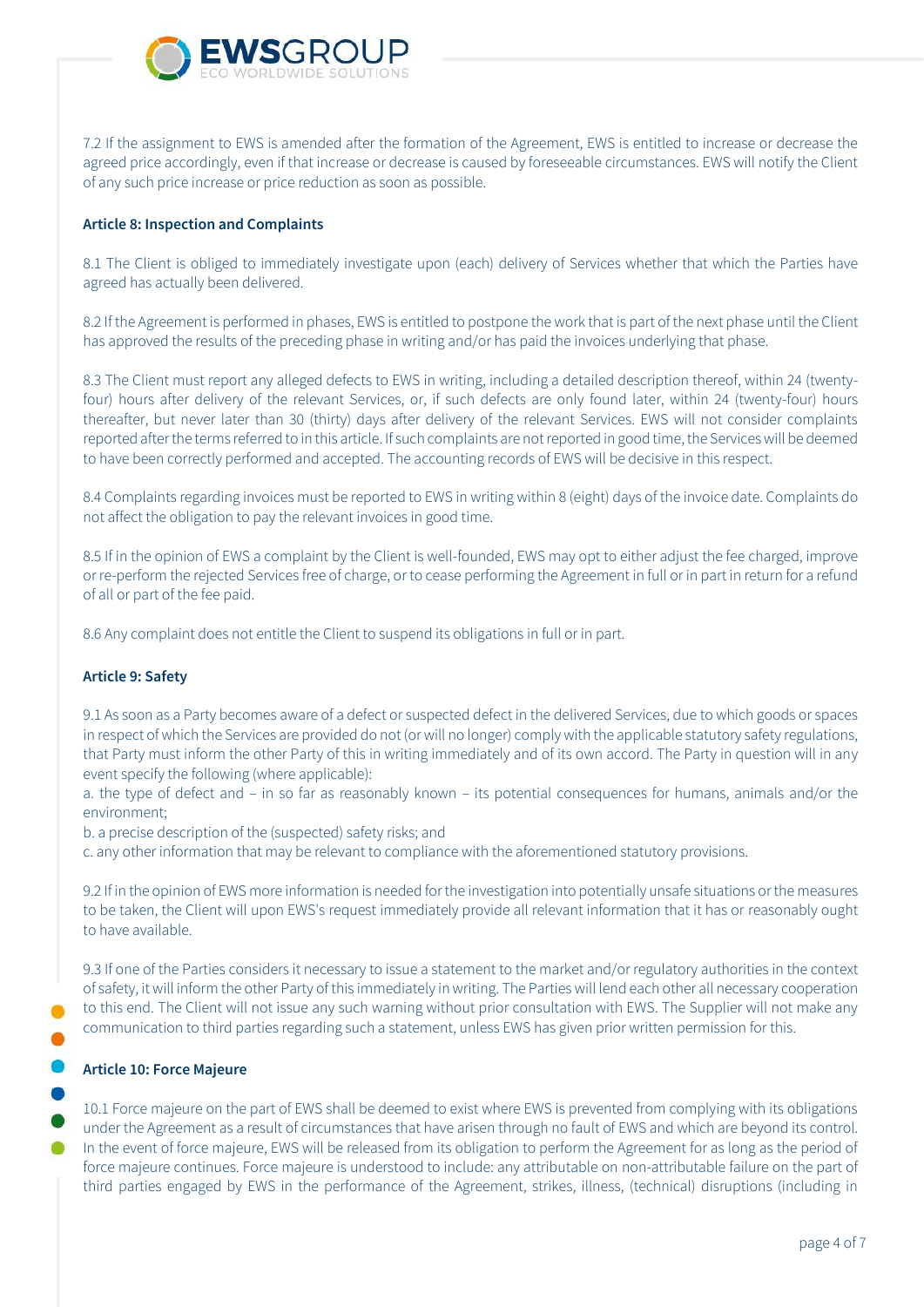7.2 If the assignment to EWS is amended after the formation of the Agreement, EWS is entitled to increase or decrease the agreed price accordingly, even if that increase or decrease is caused by foreseeable circumstances. EWS will notify the Client of any such price increase or price reduction as soon as possible.

**Article 8: Inspection and Complaints**

8.1 The Client is obliged to immediately investigate upon (each) delivery of Services whether that which the Parties have agreed has actually been delivered.

8.2 If the Agreement is performed in phases, EWS is entitled to postpone the work that is part of the next phase until the Client has approved the results of the preceding phase in writing and/or has paid the invoices underlying that phase.

8.3 The Client must report any alleged defects to EWS in writing, including a detailed description thereof, within 24 (twenty-four) hours after delivery of the relevant Services, or, if such defects are only found later, within 24 (twenty-four) hours thereafter, but never later than 30 (thirty) days after delivery of the relevant Services. EWS will not consider complaints reported after the terms referred to in this article. If such complaints are not reported in good time, the Services will be deemed to have been correctly performed and accepted. The accounting records of EWS will be decisive in this respect.

8.4 Complaints regarding invoices must be reported to EWS in writing within 8 (eight) days of the invoice date. Complaints do not affect the obligation to pay the relevant invoices in good time.

8.5 If in the opinion of EWS a complaint by the Client is well-founded, EWS may opt to either adjust the fee charged, improve or re-perform the rejected Services free of charge, or to cease performing the Agreement in full or in part in return for a refund of all or part of the fee paid.

8.6 Any complaint does not entitle the Client to suspend its obligations in full or in part.

**Article 9: Safety**

9.1 As soon as a Party becomes aware of a defect or suspected defect in the delivered Services, due to which goods or spaces in respect of which the Services are provided do not (or will no longer) comply with the applicable statutory safety regulations, that Party must inform the other Party of this in writing immediately and of its own accord. The Party in question will in any event specify the following (where applicable):
a. the type of defect and – in so far as reasonably known – its potential consequences for humans, animals and/or the environment;
b. a precise description of the (suspected) safety risks; and
c. any other information that may be relevant to compliance with the aforementioned statutory provisions.

9.2 If in the opinion of EWS more information is needed for the investigation into potentially unsafe situations or the measures to be taken, the Client will upon EWS's request immediately provide all relevant information that it has or reasonably ought to have available.

9.3 If one of the Parties considers it necessary to issue a statement to the market and/or regulatory authorities in the context of safety, it will inform the other Party of this immediately in writing. The Parties will lend each other all necessary cooperation to this end. The Client will not issue any such warning without prior consultation with EWS. The Supplier will not make any communication to third parties regarding such a statement, unless EWS has given prior written permission for this.

**Article 10: Force Majeure**

10.1 Force majeure on the part of EWS shall be deemed to exist where EWS is prevented from complying with its obligations under the Agreement as a result of circumstances that have arisen through no fault of EWS and which are beyond its control. In the event of force majeure, EWS will be released from its obligation to perform the Agreement for as long as the period of force majeure continues. Force majeure is understood to include: any attributable on non-attributable failure on the part of third parties engaged by EWS in the performance of the Agreement, strikes, illness, (technical) disruptions (including in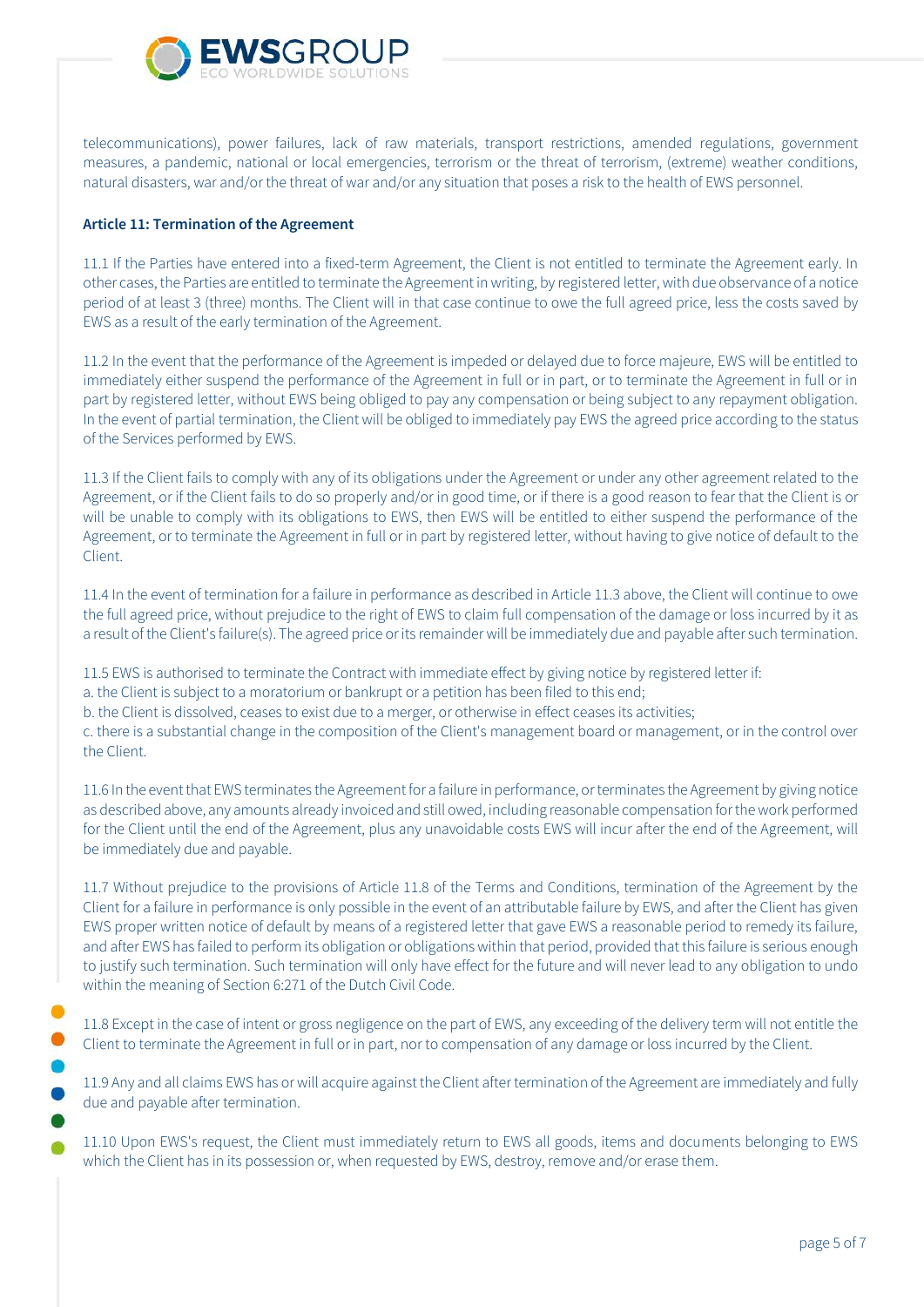telecommunications), power failures, lack of raw materials, transport restrictions, amended regulations, government measures, a pandemic, national or local emergencies, terrorism or the threat of terrorism, (extreme) weather conditions, natural disasters, war and/or the threat of war and/or any situation that poses a risk to the health of EWS personnel.

**Article 11: Termination of the Agreement**

11.1 If the Parties have entered into a fixed-term Agreement, the Client is not entitled to terminate the Agreement early. In other cases, the Parties are entitled to terminate the Agreement in writing, by registered letter, with due observance of a notice period of at least 3 (three) months. The Client will in that case continue to owe the full agreed price, less the costs saved by EWS as a result of the early termination of the Agreement.

11.2 In the event that the performance of the Agreement is impeded or delayed due to force majeure, EWS will be entitled to immediately either suspend the performance of the Agreement in full or in part, or to terminate the Agreement in full or in part by registered letter, without EWS being obliged to pay any compensation or being subject to any repayment obligation. In the event of partial termination, the Client will be obliged to immediately pay EWS the agreed price according to the status of the Services performed by EWS.

11.3 If the Client fails to comply with any of its obligations under the Agreement or under any other agreement related to the Agreement, or if the Client fails to do so properly and/or in good time, or if there is a good reason to fear that the Client is or will be unable to comply with its obligations to EWS, then EWS will be entitled to either suspend the performance of the Agreement, or to terminate the Agreement in full or in part by registered letter, without having to give notice of default to the Client.

11.4 In the event of termination for a failure in performance as described in Article 11.3 above, the Client will continue to owe the full agreed price, without prejudice to the right of EWS to claim full compensation of the damage or loss incurred by it as a result of the Client's failure(s). The agreed price or its remainder will be immediately due and payable after such termination.

11.5 EWS is authorised to terminate the Contract with immediate effect by giving notice by registered letter if:
a. the Client is subject to a moratorium or bankrupt or a petition has been filed to this end;
b. the Client is dissolved, ceases to exist due to a merger, or otherwise in effect ceases its activities;
c. there is a substantial change in the composition of the Client's management board or management, or in the control over the Client.

11.6 In the event that EWS terminates the Agreement for a failure in performance, or terminates the Agreement by giving notice as described above, any amounts already invoiced and still owed, including reasonable compensation for the work performed for the Client until the end of the Agreement, plus any unavoidable costs EWS will incur after the end of the Agreement, will be immediately due and payable.

11.7 Without prejudice to the provisions of Article 11.8 of the Terms and Conditions, termination of the Agreement by the Client for a failure in performance is only possible in the event of an attributable failure by EWS, and after the Client has given EWS proper written notice of default by means of a registered letter that gave EWS a reasonable period to remedy its failure, and after EWS has failed to perform its obligation or obligations within that period, provided that this failure is serious enough to justify such termination. Such termination will only have effect for the future and will never lead to any obligation to undo within the meaning of Section 6:271 of the Dutch Civil Code.

11.8 Except in the case of intent or gross negligence on the part of EWS, any exceeding of the delivery term will not entitle the Client to terminate the Agreement in full or in part, nor to compensation of any damage or loss incurred by the Client.

11.9 Any and all claims EWS has or will acquire against the Client after termination of the Agreement are immediately and fully due and payable after termination.

11.10 Upon EWS's request, the Client must immediately return to EWS all goods, items and documents belonging to EWS which the Client has in its possession or, when requested by EWS, destroy, remove and/or erase them.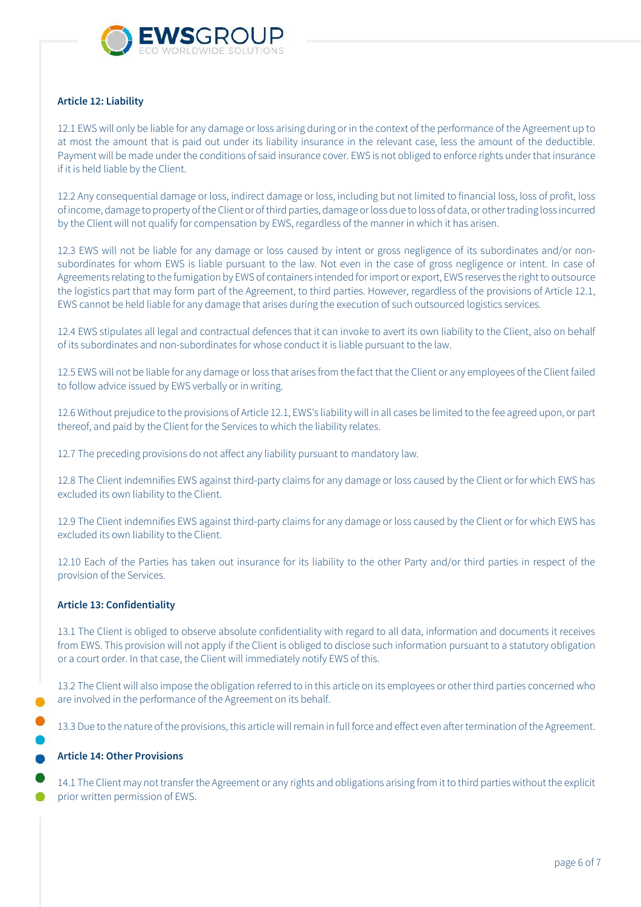### Article 12: Liability

12.1 EWS will only be liable for any damage or loss arising during or in the context of the performance of the Agreement up to at most the amount that is paid out under its liability insurance in the relevant case, less the amount of the deductible. Payment will be made under the conditions of said insurance cover. EWS is not obliged to enforce rights under that insurance if it is held liable by the Client.

12.2 Any consequential damage or loss, indirect damage or loss, including but not limited to financial loss, loss of profit, loss of income, damage to property of the Client or of third parties, damage or loss due to loss of data, or other trading loss incurred by the Client will not qualify for compensation by EWS, regardless of the manner in which it has arisen.

12.3 EWS will not be liable for any damage or loss caused by intent or gross negligence of its subordinates and/or non-subordinates for whom EWS is liable pursuant to the law. Not even in the case of gross negligence or intent. In case of Agreements relating to the fumigation by EWS of containers intended for import or export, EWS reserves the right to outsource the logistics part that may form part of the Agreement, to third parties. However, regardless of the provisions of Article 12.1, EWS cannot be held liable for any damage that arises during the execution of such outsourced logistics services.

12.4 EWS stipulates all legal and contractual defences that it can invoke to avert its own liability to the Client, also on behalf of its subordinates and non-subordinates for whose conduct it is liable pursuant to the law.

12.5 EWS will not be liable for any damage or loss that arises from the fact that the Client or any employees of the Client failed to follow advice issued by EWS verbally or in writing.

12.6 Without prejudice to the provisions of Article 12.1, EWS's liability will in all cases be limited to the fee agreed upon, or part thereof, and paid by the Client for the Services to which the liability relates.

12.7 The preceding provisions do not affect any liability pursuant to mandatory law.

12.8 The Client indemnifies EWS against third-party claims for any damage or loss caused by the Client or for which EWS has excluded its own liability to the Client.

12.9 The Client indemnifies EWS against third-party claims for any damage or loss caused by the Client or for which EWS has excluded its own liability to the Client.

12.10 Each of the Parties has taken out insurance for its liability to the other Party and/or third parties in respect of the provision of the Services.

### Article 13: Confidentiality

13.1 The Client is obliged to observe absolute confidentiality with regard to all data, information and documents it receives from EWS. This provision will not apply if the Client is obliged to disclose such information pursuant to a statutory obligation or a court order. In that case, the Client will immediately notify EWS of this.

13.2 The Client will also impose the obligation referred to in this article on its employees or other third parties concerned who are involved in the performance of the Agreement on its behalf.

13.3 Due to the nature of the provisions, this article will remain in full force and effect even after termination of the Agreement.

### Article 14: Other Provisions

14.1 The Client may not transfer the Agreement or any rights and obligations arising from it to third parties without the explicit prior written permission of EWS.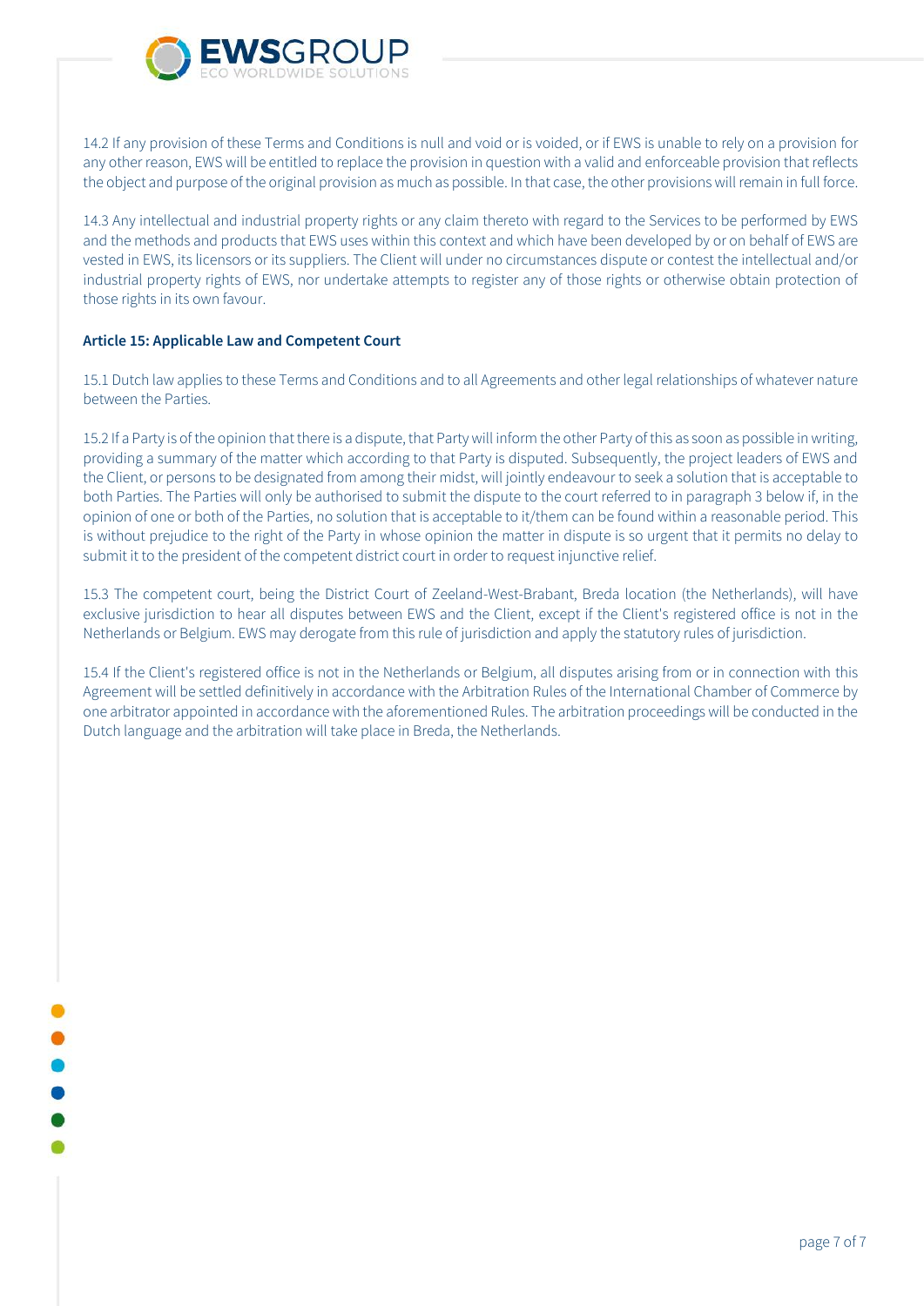14.2 If any provision of these Terms and Conditions is null and void or is voided, or if EWS is unable to rely on a provision for any other reason, EWS will be entitled to replace the provision in question with a valid and enforceable provision that reflects the object and purpose of the original provision as much as possible. In that case, the other provisions will remain in full force.

14.3 Any intellectual and industrial property rights or any claim thereto with regard to the Services to be performed by EWS and the methods and products that EWS uses within this context and which have been developed by or on behalf of EWS are vested in EWS, its licensors or its suppliers. The Client will under no circumstances dispute or contest the intellectual and/or industrial property rights of EWS, nor undertake attempts to register any of those rights or otherwise obtain protection of those rights in its own favour.

**Article 15: Applicable Law and Competent Court**

15.1 Dutch law applies to these Terms and Conditions and to all Agreements and other legal relationships of whatever nature between the Parties.

15.2 If a Party is of the opinion that there is a dispute, that Party will inform the other Party of this as soon as possible in writing, providing a summary of the matter which according to that Party is disputed. Subsequently, the project leaders of EWS and the Client, or persons to be designated from among their midst, will jointly endeavour to seek a solution that is acceptable to both Parties. The Parties will only be authorised to submit the dispute to the court referred to in paragraph 3 below if, in the opinion of one or both of the Parties, no solution that is acceptable to it/them can be found within a reasonable period. This is without prejudice to the right of the Party in whose opinion the matter in dispute is so urgent that it permits no delay to submit it to the president of the competent district court in order to request injunctive relief.

15.3 The competent court, being the District Court of Zeeland-West-Brabant, Breda location (the Netherlands), will have exclusive jurisdiction to hear all disputes between EWS and the Client, except if the Client's registered office is not in the Netherlands or Belgium. EWS may derogate from this rule of jurisdiction and apply the statutory rules of jurisdiction.

15.4 If the Client's registered office is not in the Netherlands or Belgium, all disputes arising from or in connection with this Agreement will be settled definitively in accordance with the Arbitration Rules of the International Chamber of Commerce by one arbitrator appointed in accordance with the aforementioned Rules. The arbitration proceedings will be conducted in the Dutch language and the arbitration will take place in Breda, the Netherlands.